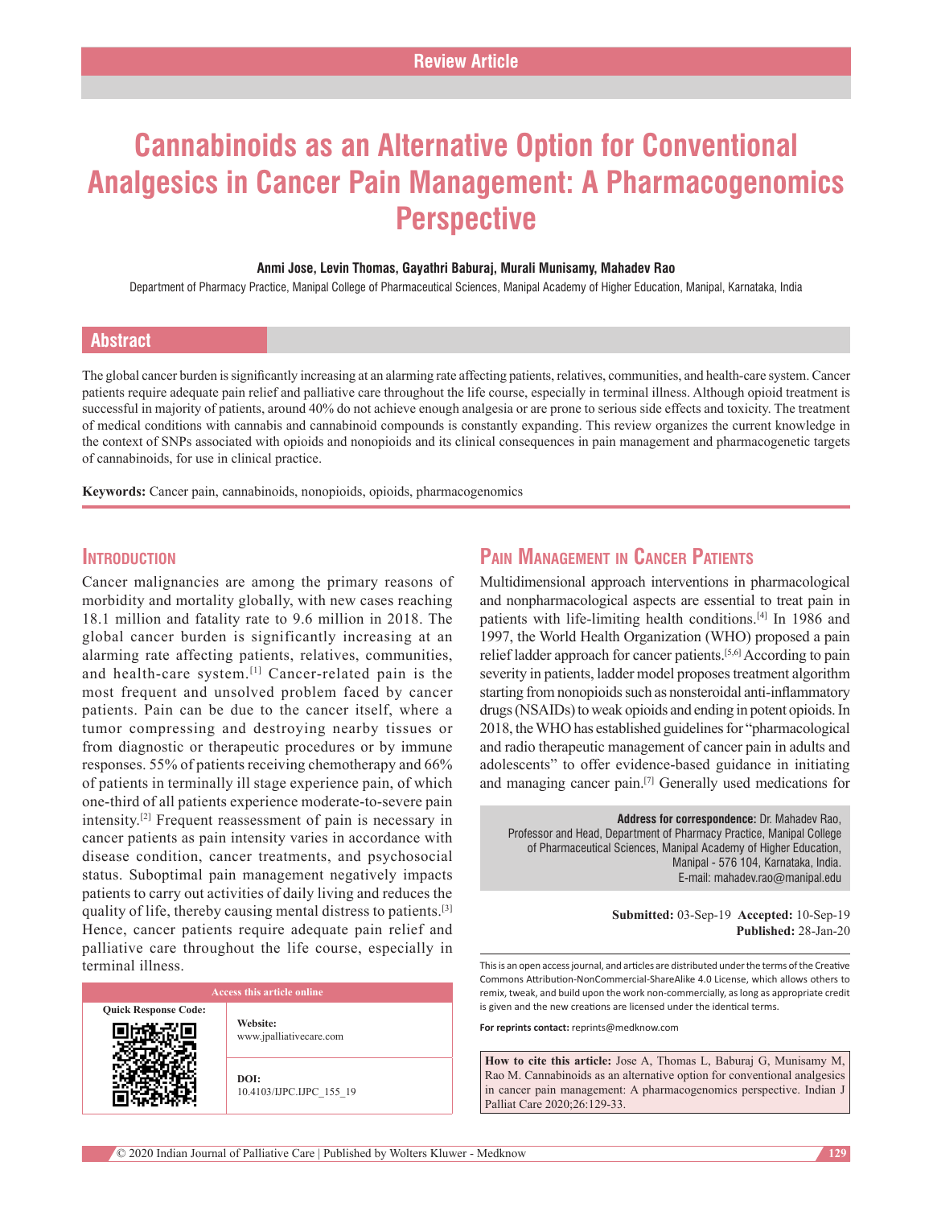Review Article

# Cannabinoids as an Alternative Option for Conventional Analgesics in Cancer Pain Management: A Pharmacogenomics Perspective

**Anmi Jose, Levin Thomas, Gayathri Baburaj, Murali Munisamy, Mahadev Rao**

Department of Pharmacy Practice, Manipal College of Pharmaceutical Sciences, Manipal Academy of Higher Education, Manipal, Karnataka, India

## Abstract

The global cancer burden is significantly increasing at an alarming rate affecting patients, relatives, communities, and health-care system. Cancer patients require adequate pain relief and palliative care throughout the life course, especially in terminal illness. Although opioid treatment is successful in majority of patients, around 40% do not achieve enough analgesia or are prone to serious side effects and toxicity. The treatment of medical conditions with cannabis and cannabinoid compounds is constantly expanding. This review organizes the current knowledge in the context of SNPs associated with opioids and nonopioids and its clinical consequences in pain management and pharmacogenetic targets of cannabinoids, for use in clinical practice.

**Keywords:** Cancer pain, cannabinoids, nonopioids, opioids, pharmacogenomics

## Introduction

Cancer malignancies are among the primary reasons of morbidity and mortality globally, with new cases reaching 18.1 million and fatality rate to 9.6 million in 2018. The global cancer burden is significantly increasing at an alarming rate affecting patients, relatives, communities, and health-care system.[1] Cancer-related pain is the most frequent and unsolved problem faced by cancer patients. Pain can be due to the cancer itself, where a tumor compressing and destroying nearby tissues or from diagnostic or therapeutic procedures or by immune responses. 55% of patients receiving chemotherapy and 66% of patients in terminally ill stage experience pain, of which one-third of all patients experience moderate-to-severe pain intensity.[2] Frequent reassessment of pain is necessary in cancer patients as pain intensity varies in accordance with disease condition, cancer treatments, and psychosocial status. Suboptimal pain management negatively impacts patients to carry out activities of daily living and reduces the quality of life, thereby causing mental distress to patients.[3] Hence, cancer patients require adequate pain relief and palliative care throughout the life course, especially in terminal illness.

## Pain Management in Cancer Patients

Multidimensional approach interventions in pharmacological and nonpharmacological aspects are essential to treat pain in patients with life-limiting health conditions.[4] In 1986 and 1997, the World Health Organization (WHO) proposed a pain relief ladder approach for cancer patients.[5,6] According to pain severity in patients, ladder model proposes treatment algorithm starting from nonopioids such as nonsteroidal anti-inflammatory drugs (NSAIDs) to weak opioids and ending in potent opioids. In 2018, the WHO has established guidelines for "pharmacological and radio therapeutic management of cancer pain in adults and adolescents" to offer evidence-based guidance in initiating and managing cancer pain.[7] Generally used medications for

**Address for correspondence:** Dr. Mahadev Rao, Professor and Head, Department of Pharmacy Practice, Manipal College of Pharmaceutical Sciences, Manipal Academy of Higher Education, Manipal - 576 104, Karnataka, India. E-mail: mahadev.rao@manipal.edu

**Submitted:** 03-Sep-19 **Accepted:** 10-Sep-19 **Published:** 28-Jan-20

| Access this article online | |
|---|---|
| Quick Response Code: | **Website:** www.jpalliativecare.com |
| | **DOI:** 10.4103/IJPC.IJPC_155_19 |

This is an open access journal, and articles are distributed under the terms of the Creative Commons Attribution-NonCommercial-ShareAlike 4.0 License, which allows others to remix, tweak, and build upon the work non-commercially, as long as appropriate credit is given and the new creations are licensed under the identical terms.

**For reprints contact:** reprints@medknow.com

**How to cite this article:** Jose A, Thomas L, Baburaj G, Munisamy M, Rao M. Cannabinoids as an alternative option for conventional analgesics in cancer pain management: A pharmacogenomics perspective. Indian J Palliat Care 2020;26:129-33.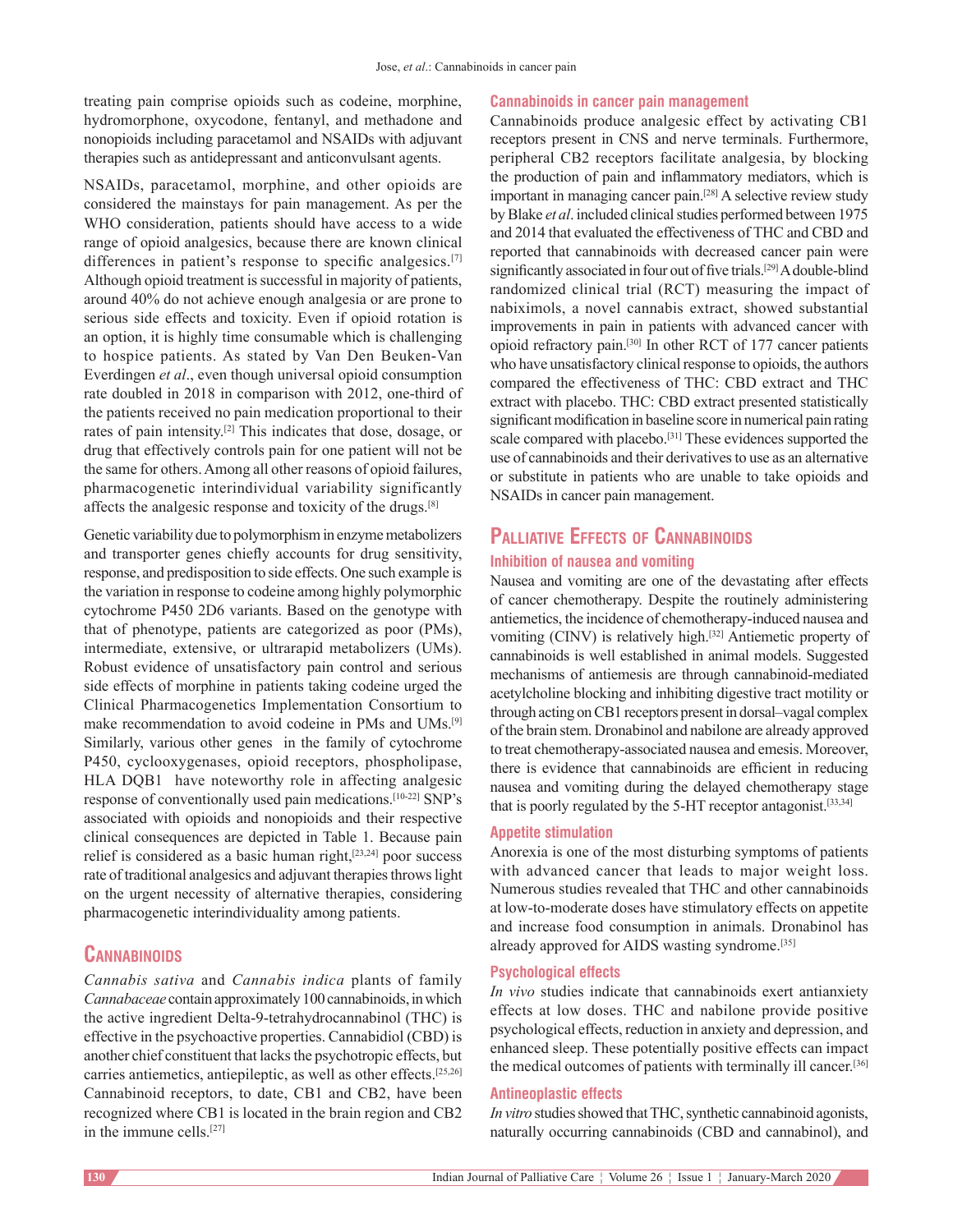treating pain comprise opioids such as codeine, morphine, hydromorphone, oxycodone, fentanyl, and methadone and nonopioids including paracetamol and NSAIDs with adjuvant therapies such as antidepressant and anticonvulsant agents.

NSAIDs, paracetamol, morphine, and other opioids are considered the mainstays for pain management. As per the WHO consideration, patients should have access to a wide range of opioid analgesics, because there are known clinical differences in patient's response to specific analgesics.[7] Although opioid treatment is successful in majority of patients, around 40% do not achieve enough analgesia or are prone to serious side effects and toxicity. Even if opioid rotation is an option, it is highly time consumable which is challenging to hospice patients. As stated by Van Den Beuken-Van Everdingen *et al*., even though universal opioid consumption rate doubled in 2018 in comparison with 2012, one-third of the patients received no pain medication proportional to their rates of pain intensity.[2] This indicates that dose, dosage, or drug that effectively controls pain for one patient will not be the same for others. Among all other reasons of opioid failures, pharmacogenetic interindividual variability significantly affects the analgesic response and toxicity of the drugs.[8]

Genetic variability due to polymorphism in enzyme metabolizers and transporter genes chiefly accounts for drug sensitivity, response, and predisposition to side effects. One such example is the variation in response to codeine among highly polymorphic cytochrome P450 2D6 variants. Based on the genotype with that of phenotype, patients are categorized as poor (PMs), intermediate, extensive, or ultrarapid metabolizers (UMs). Robust evidence of unsatisfactory pain control and serious side effects of morphine in patients taking codeine urged the Clinical Pharmacogenetics Implementation Consortium to make recommendation to avoid codeine in PMs and UMs.[9] Similarly, various other genes in the family of cytochrome P450, cyclooxygenases, opioid receptors, phospholipase, HLA DQB1 have noteworthy role in affecting analgesic response of conventionally used pain medications.[10-22] SNP's associated with opioids and nonopioids and their respective clinical consequences are depicted in Table 1. Because pain relief is considered as a basic human right,[23,24] poor success rate of traditional analgesics and adjuvant therapies throws light on the urgent necessity of alternative therapies, considering pharmacogenetic interindividuality among patients.

## Cannabinoids

*Cannabis sativa* and *Cannabis indica* plants of family *Cannabaceae* contain approximately 100 cannabinoids, in which the active ingredient Delta-9-tetrahydrocannabinol (THC) is effective in the psychoactive properties. Cannabidiol (CBD) is another chief constituent that lacks the psychotropic effects, but carries antiemetics, antiepileptic, as well as other effects.[25,26] Cannabinoid receptors, to date, CB1 and CB2, have been recognized where CB1 is located in the brain region and CB2 in the immune cells.[27]

### Cannabinoids in cancer pain management

Cannabinoids produce analgesic effect by activating CB1 receptors present in CNS and nerve terminals. Furthermore, peripheral CB2 receptors facilitate analgesia, by blocking the production of pain and inflammatory mediators, which is important in managing cancer pain.[28] A selective review study by Blake *et al*. included clinical studies performed between 1975 and 2014 that evaluated the effectiveness of THC and CBD and reported that cannabinoids with decreased cancer pain were significantly associated in four out of five trials.[29] A double-blind randomized clinical trial (RCT) measuring the impact of nabiximols, a novel cannabis extract, showed substantial improvements in pain in patients with advanced cancer with opioid refractory pain.[30] In other RCT of 177 cancer patients who have unsatisfactory clinical response to opioids, the authors compared the effectiveness of THC: CBD extract and THC extract with placebo. THC: CBD extract presented statistically significant modification in baseline score in numerical pain rating scale compared with placebo.[31] These evidences supported the use of cannabinoids and their derivatives to use as an alternative or substitute in patients who are unable to take opioids and NSAIDs in cancer pain management.

## Palliative Effects of Cannabinoids

### Inhibition of nausea and vomiting

Nausea and vomiting are one of the devastating after effects of cancer chemotherapy. Despite the routinely administering antiemetics, the incidence of chemotherapy-induced nausea and vomiting (CINV) is relatively high.[32] Antiemetic property of cannabinoids is well established in animal models. Suggested mechanisms of antiemesis are through cannabinoid-mediated acetylcholine blocking and inhibiting digestive tract motility or through acting on CB1 receptors present in dorsal–vagal complex of the brain stem. Dronabinol and nabilone are already approved to treat chemotherapy-associated nausea and emesis. Moreover, there is evidence that cannabinoids are efficient in reducing nausea and vomiting during the delayed chemotherapy stage that is poorly regulated by the 5-HT receptor antagonist.[33,34]

### Appetite stimulation

Anorexia is one of the most disturbing symptoms of patients with advanced cancer that leads to major weight loss. Numerous studies revealed that THC and other cannabinoids at low-to-moderate doses have stimulatory effects on appetite and increase food consumption in animals. Dronabinol has already approved for AIDS wasting syndrome.[35]

### Psychological effects

*In vivo* studies indicate that cannabinoids exert antianxiety effects at low doses. THC and nabilone provide positive psychological effects, reduction in anxiety and depression, and enhanced sleep. These potentially positive effects can impact the medical outcomes of patients with terminally ill cancer.[36]

### Antineoplastic effects

*In vitro* studies showed that THC, synthetic cannabinoid agonists, naturally occurring cannabinoids (CBD and cannabinol), and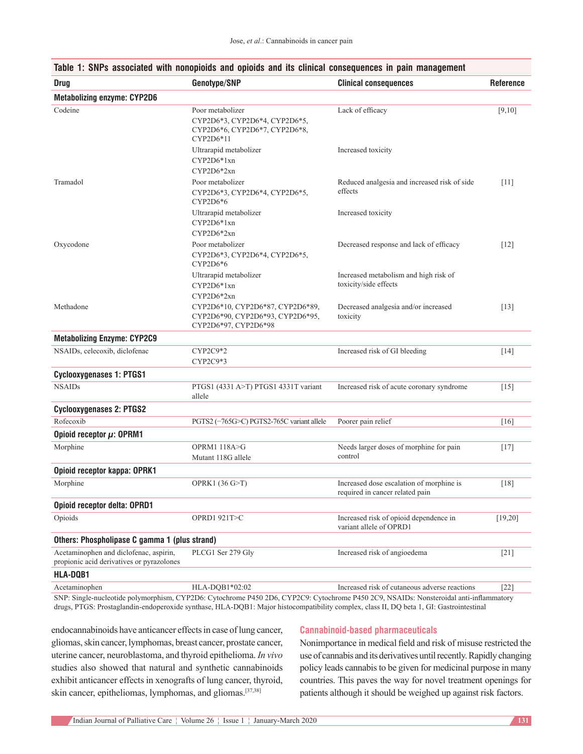**Table 1: SNPs associated with nonopioids and opioids and its clinical consequences in pain management**

| Drug | Genotype/SNP | Clinical consequences | Reference |
|---|---|---|---|
| **Metabolizing enzyme: CYP2D6** | | | |
| Codeine | Poor metabolizer CYP2D6*3, CYP2D6*4, CYP2D6*5, CYP2D6*6, CYP2D6*7, CYP2D6*8, CYP2D6*11 | Lack of efficacy | [9,10] |
| | Ultrarapid metabolizer CYP2D6*1xn CYP2D6*2xn | Increased toxicity | |
| Tramadol | Poor metabolizer CYP2D6*3, CYP2D6*4, CYP2D6*5, CYP2D6*6 | Reduced analgesia and increased risk of side effects | [11] |
| | Ultrarapid metabolizer CYP2D6*1xn CYP2D6*2xn | Increased toxicity | |
| Oxycodone | Poor metabolizer CYP2D6*3, CYP2D6*4, CYP2D6*5, CYP2D6*6 | Decreased response and lack of efficacy | [12] |
| | Ultrarapid metabolizer CYP2D6*1xn CYP2D6*2xn | Increased metabolism and high risk of toxicity/side effects | |
| Methadone | CYP2D6*10, CYP2D6*87, CYP2D6*89, CYP2D6*90, CYP2D6*93, CYP2D6*95, CYP2D6*97, CYP2D6*98 | Decreased analgesia and/or increased toxicity | [13] |
| **Metabolizing Enzyme: CYP2C9** | | | |
| NSAIDs, celecoxib, diclofenac | CYP2C9*2 CYP2C9*3 | Increased risk of GI bleeding | [14] |
| **Cyclooxygenases 1: PTGS1** | | | |
| NSAIDs | PTGS1 (4331 A>T) PTGS1 4331T variant allele | Increased risk of acute coronary syndrome | [15] |
| **Cyclooxygenases 2: PTGS2** | | | |
| Rofecoxib | PGTS2 (−765G>C) PGTS2-765C variant allele | Poorer pain relief | [16] |
| **Opioid receptor $\mu$: OPRM1** | | | |
| Morphine | OPRM1 118A>G Mutant 118G allele | Needs larger doses of morphine for pain control | [17] |
| **Opioid receptor kappa: OPRK1** | | | |
| Morphine | OPRK1 (36 G>T) | Increased dose escalation of morphine is required in cancer related pain | [18] |
| **Opioid receptor delta: OPRD1** | | | |
| Opioids | OPRD1 921T>C | Increased risk of opioid dependence in variant allele of OPRD1 | [19,20] |
| **Others: Phospholipase C gamma 1 (plus strand)** | | | |
| Acetaminophen and diclofenac, aspirin, propionic acid derivatives or pyrazolones | PLCG1 Ser 279 Gly | Increased risk of angioedema | [21] |
| **HLA-DQB1** | | | |
| Acetaminophen | HLA-DQB1*02:02 | Increased risk of cutaneous adverse reactions | [22] |

SNP: Single-nucleotide polymorphism, CYP2D6: Cytochrome P450 2D6, CYP2C9: Cytochrome P450 2C9, NSAIDs: Nonsteroidal anti-inflammatory drugs, PTGS: Prostaglandin-endoperoxide synthase, HLA-DQB1: Major histocompatibility complex, class II, DQ beta 1, GI: Gastrointestinal

endocannabinoids have anticancer effects in case of lung cancer, gliomas, skin cancer, lymphomas, breast cancer, prostate cancer, uterine cancer, neuroblastoma, and thyroid epithelioma. *In vivo* studies also showed that natural and synthetic cannabinoids exhibit anticancer effects in xenografts of lung cancer, thyroid, skin cancer, epitheliomas, lymphomas, and gliomas.[37,38]

### Cannabinoid-based pharmaceuticals

Nonimportance in medical field and risk of misuse restricted the use of cannabis and its derivatives until recently. Rapidly changing policy leads cannabis to be given for medicinal purpose in many countries. This paves the way for novel treatment openings for patients although it should be weighed up against risk factors.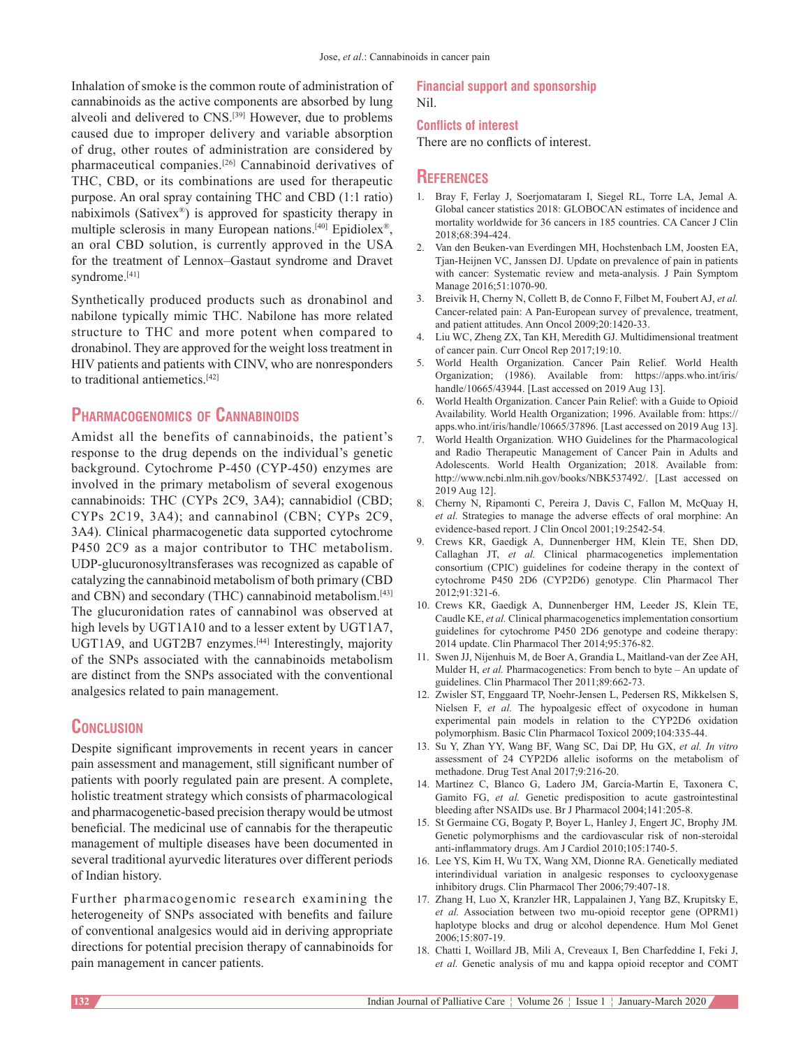Inhalation of smoke is the common route of administration of cannabinoids as the active components are absorbed by lung alveoli and delivered to CNS.[39] However, due to problems caused due to improper delivery and variable absorption of drug, other routes of administration are considered by pharmaceutical companies.[26] Cannabinoid derivatives of THC, CBD, or its combinations are used for therapeutic purpose. An oral spray containing THC and CBD (1:1 ratio) nabiximols (Sativex®) is approved for spasticity therapy in multiple sclerosis in many European nations.[40] Epidiolex®, an oral CBD solution, is currently approved in the USA for the treatment of Lennox–Gastaut syndrome and Dravet syndrome.[41]

Synthetically produced products such as dronabinol and nabilone typically mimic THC. Nabilone has more related structure to THC and more potent when compared to dronabinol. They are approved for the weight loss treatment in HIV patients and patients with CINV, who are nonresponders to traditional antiemetics.[42]

## Pharmacogenomics of Cannabinoids

Amidst all the benefits of cannabinoids, the patient's response to the drug depends on the individual's genetic background. Cytochrome P-450 (CYP-450) enzymes are involved in the primary metabolism of several exogenous cannabinoids: THC (CYPs 2C9, 3A4); cannabidiol (CBD; CYPs 2C19, 3A4); and cannabinol (CBN; CYPs 2C9, 3A4). Clinical pharmacogenetic data supported cytochrome P450 2C9 as a major contributor to THC metabolism. UDP-glucuronosyltransferases was recognized as capable of catalyzing the cannabinoid metabolism of both primary (CBD and CBN) and secondary (THC) cannabinoid metabolism.[43] The glucuronidation rates of cannabinol was observed at high levels by UGT1A10 and to a lesser extent by UGT1A7, UGT1A9, and UGT2B7 enzymes.[44] Interestingly, majority of the SNPs associated with the cannabinoids metabolism are distinct from the SNPs associated with the conventional analgesics related to pain management.

## Conclusion

Despite significant improvements in recent years in cancer pain assessment and management, still significant number of patients with poorly regulated pain are present. A complete, holistic treatment strategy which consists of pharmacological and pharmacogenetic-based precision therapy would be utmost beneficial. The medicinal use of cannabis for the therapeutic management of multiple diseases have been documented in several traditional ayurvedic literatures over different periods of Indian history.

Further pharmacogenomic research examining the heterogeneity of SNPs associated with benefits and failure of conventional analgesics would aid in deriving appropriate directions for potential precision therapy of cannabinoids for pain management in cancer patients.

### Financial support and sponsorship

Nil.

### Conflicts of interest

There are no conflicts of interest.

## References

1. Bray F, Ferlay J, Soerjomataram I, Siegel RL, Torre LA, Jemal A. Global cancer statistics 2018: GLOBOCAN estimates of incidence and mortality worldwide for 36 cancers in 185 countries. CA Cancer J Clin 2018;68:394-424.
2. Van den Beuken-van Everdingen MH, Hochstenbach LM, Joosten EA, Tjan-Heijnen VC, Janssen DJ. Update on prevalence of pain in patients with cancer: Systematic review and meta-analysis. J Pain Symptom Manage 2016;51:1070-90.
3. Breivik H, Cherny N, Collett B, de Conno F, Filbet M, Foubert AJ, *et al.* Cancer-related pain: A Pan-European survey of prevalence, treatment, and patient attitudes. Ann Oncol 2009;20:1420-33.
4. Liu WC, Zheng ZX, Tan KH, Meredith GJ. Multidimensional treatment of cancer pain. Curr Oncol Rep 2017;19:10.
5. World Health Organization. Cancer Pain Relief. World Health Organization; (1986). Available from: https://apps.who.int/iris/handle/10665/43944. [Last accessed on 2019 Aug 13].
6. World Health Organization. Cancer Pain Relief: with a Guide to Opioid Availability. World Health Organization; 1996. Available from: https://apps.who.int/iris/handle/10665/37896. [Last accessed on 2019 Aug 13].
7. World Health Organization. WHO Guidelines for the Pharmacological and Radio Therapeutic Management of Cancer Pain in Adults and Adolescents. World Health Organization; 2018. Available from: http://www.ncbi.nlm.nih.gov/books/NBK537492/. [Last accessed on 2019 Aug 12].
8. Cherny N, Ripamonti C, Pereira J, Davis C, Fallon M, McQuay H, *et al.* Strategies to manage the adverse effects of oral morphine: An evidence-based report. J Clin Oncol 2001;19:2542-54.
9. Crews KR, Gaedigk A, Dunnenberger HM, Klein TE, Shen DD, Callaghan JT, *et al.* Clinical pharmacogenetics implementation consortium (CPIC) guidelines for codeine therapy in the context of cytochrome P450 2D6 (CYP2D6) genotype. Clin Pharmacol Ther 2012;91:321-6.
10. Crews KR, Gaedigk A, Dunnenberger HM, Leeder JS, Klein TE, Caudle KE, *et al.* Clinical pharmacogenetics implementation consortium guidelines for cytochrome P450 2D6 genotype and codeine therapy: 2014 update. Clin Pharmacol Ther 2014;95:376-82.
11. Swen JJ, Nijenhuis M, de Boer A, Grandia L, Maitland-van der Zee AH, Mulder H, *et al.* Pharmacogenetics: From bench to byte – An update of guidelines. Clin Pharmacol Ther 2011;89:662-73.
12. Zwisler ST, Enggaard TP, Noehr-Jensen L, Pedersen RS, Mikkelsen S, Nielsen F, *et al.* The hypoalgesic effect of oxycodone in human experimental pain models in relation to the CYP2D6 oxidation polymorphism. Basic Clin Pharmacol Toxicol 2009;104:335-44.
13. Su Y, Zhan YY, Wang BF, Wang SC, Dai DP, Hu GX, *et al. In vitro* assessment of 24 CYP2D6 allelic isoforms on the metabolism of methadone. Drug Test Anal 2017;9:216-20.
14. Martínez C, Blanco G, Ladero JM, García-Martín E, Taxonera C, Gamito FG, *et al.* Genetic predisposition to acute gastrointestinal bleeding after NSAIDs use. Br J Pharmacol 2004;141:205-8.
15. St Germaine CG, Bogaty P, Boyer L, Hanley J, Engert JC, Brophy JM. Genetic polymorphisms and the cardiovascular risk of non-steroidal anti-inflammatory drugs. Am J Cardiol 2010;105:1740-5.
16. Lee YS, Kim H, Wu TX, Wang XM, Dionne RA. Genetically mediated interindividual variation in analgesic responses to cyclooxygenase inhibitory drugs. Clin Pharmacol Ther 2006;79:407-18.
17. Zhang H, Luo X, Kranzler HR, Lappalainen J, Yang BZ, Krupitsky E, *et al.* Association between two mu-opioid receptor gene (OPRM1) haplotype blocks and drug or alcohol dependence. Hum Mol Genet 2006;15:807-19.
18. Chatti I, Woillard JB, Mili A, Creveaux I, Ben Charfeddine I, Feki J, *et al.* Genetic analysis of mu and kappa opioid receptor and COMT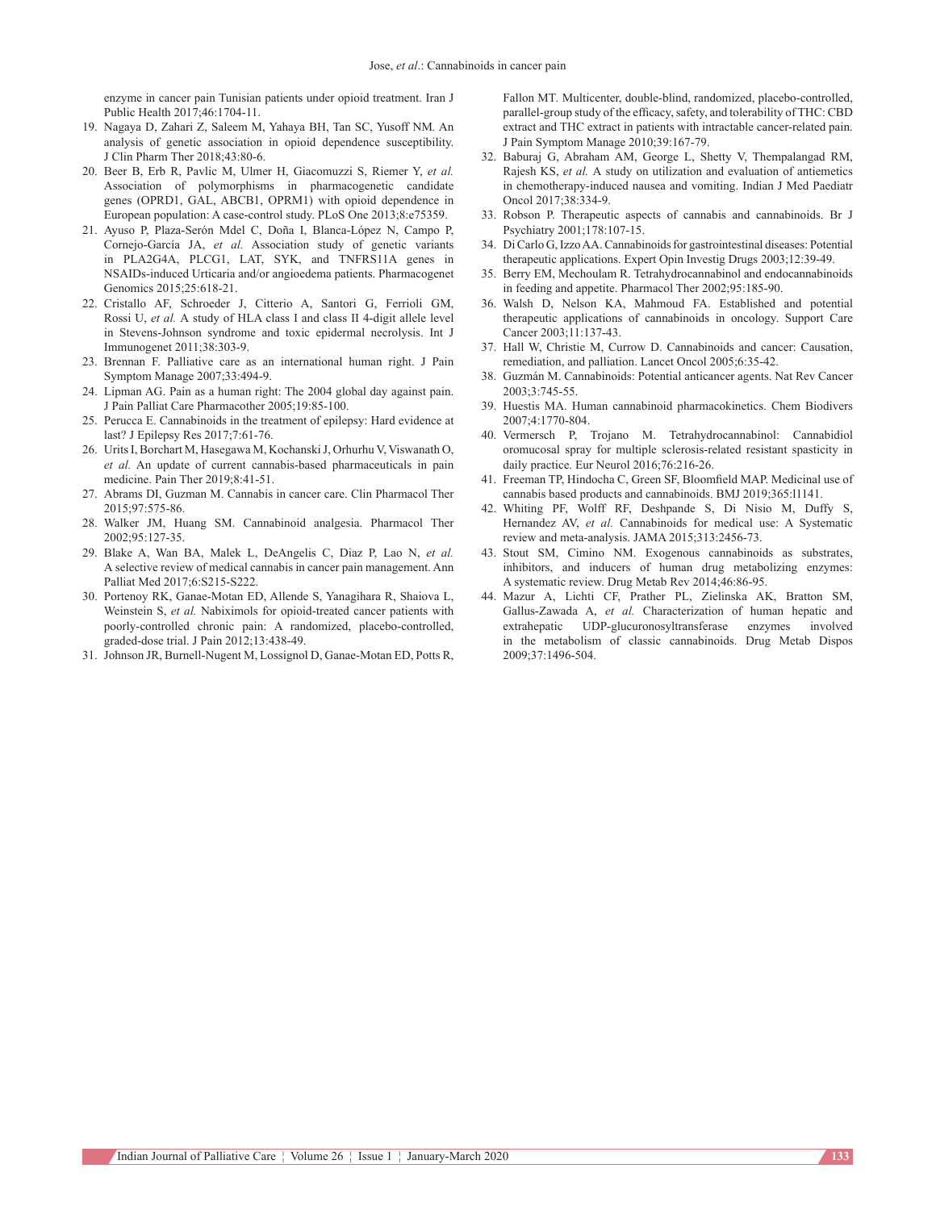enzyme in cancer pain Tunisian patients under opioid treatment. Iran J Public Health 2017;46:1704-11.

19. Nagaya D, Zahari Z, Saleem M, Yahaya BH, Tan SC, Yusoff NM. An analysis of genetic association in opioid dependence susceptibility. J Clin Pharm Ther 2018;43:80-6.
20. Beer B, Erb R, Pavlic M, Ulmer H, Giacomuzzi S, Riemer Y, *et al.* Association of polymorphisms in pharmacogenetic candidate genes (OPRD1, GAL, ABCB1, OPRM1) with opioid dependence in European population: A case-control study. PLoS One 2013;8:e75359.
21. Ayuso P, Plaza-Serón Mdel C, Doña I, Blanca-López N, Campo P, Cornejo-García JA, *et al.* Association study of genetic variants in PLA2G4A, PLCG1, LAT, SYK, and TNFRS11A genes in NSAIDs-induced Urticaria and/or angioedema patients. Pharmacogenet Genomics 2015;25:618-21.
22. Cristallo AF, Schroeder J, Citterio A, Santori G, Ferrioli GM, Rossi U, *et al.* A study of HLA class I and class II 4-digit allele level in Stevens-Johnson syndrome and toxic epidermal necrolysis. Int J Immunogenet 2011;38:303-9.
23. Brennan F. Palliative care as an international human right. J Pain Symptom Manage 2007;33:494-9.
24. Lipman AG. Pain as a human right: The 2004 global day against pain. J Pain Palliat Care Pharmacother 2005;19:85-100.
25. Perucca E. Cannabinoids in the treatment of epilepsy: Hard evidence at last? J Epilepsy Res 2017;7:61-76.
26. Urits I, Borchart M, Hasegawa M, Kochanski J, Orhurhu V, Viswanath O, *et al.* An update of current cannabis-based pharmaceuticals in pain medicine. Pain Ther 2019;8:41-51.
27. Abrams DI, Guzman M. Cannabis in cancer care. Clin Pharmacol Ther 2015;97:575-86.
28. Walker JM, Huang SM. Cannabinoid analgesia. Pharmacol Ther 2002;95:127-35.
29. Blake A, Wan BA, Malek L, DeAngelis C, Diaz P, Lao N, *et al.* A selective review of medical cannabis in cancer pain management. Ann Palliat Med 2017;6:S215-S222.
30. Portenoy RK, Ganae-Motan ED, Allende S, Yanagihara R, Shaiova L, Weinstein S, *et al.* Nabiximols for opioid-treated cancer patients with poorly-controlled chronic pain: A randomized, placebo-controlled, graded-dose trial. J Pain 2012;13:438-49.
31. Johnson JR, Burnell-Nugent M, Lossignol D, Ganae-Motan ED, Potts R, Fallon MT. Multicenter, double-blind, randomized, placebo-controlled, parallel-group study of the efficacy, safety, and tolerability of THC: CBD extract and THC extract in patients with intractable cancer-related pain. J Pain Symptom Manage 2010;39:167-79.
32. Baburaj G, Abraham AM, George L, Shetty V, Thempalangad RM, Rajesh KS, *et al.* A study on utilization and evaluation of antiemetics in chemotherapy-induced nausea and vomiting. Indian J Med Paediatr Oncol 2017;38:334-9.
33. Robson P. Therapeutic aspects of cannabis and cannabinoids. Br J Psychiatry 2001;178:107-15.
34. Di Carlo G, Izzo AA. Cannabinoids for gastrointestinal diseases: Potential therapeutic applications. Expert Opin Investig Drugs 2003;12:39-49.
35. Berry EM, Mechoulam R. Tetrahydrocannabinol and endocannabinoids in feeding and appetite. Pharmacol Ther 2002;95:185-90.
36. Walsh D, Nelson KA, Mahmoud FA. Established and potential therapeutic applications of cannabinoids in oncology. Support Care Cancer 2003;11:137-43.
37. Hall W, Christie M, Currow D. Cannabinoids and cancer: Causation, remediation, and palliation. Lancet Oncol 2005;6:35-42.
38. Guzmán M. Cannabinoids: Potential anticancer agents. Nat Rev Cancer 2003;3:745-55.
39. Huestis MA. Human cannabinoid pharmacokinetics. Chem Biodivers 2007;4:1770-804.
40. Vermersch P, Trojano M. Tetrahydrocannabinol: Cannabidiol oromucosal spray for multiple sclerosis-related resistant spasticity in daily practice. Eur Neurol 2016;76:216-26.
41. Freeman TP, Hindocha C, Green SF, Bloomfield MAP. Medicinal use of cannabis based products and cannabinoids. BMJ 2019;365:l1141.
42. Whiting PF, Wolff RF, Deshpande S, Di Nisio M, Duffy S, Hernandez AV, *et al.* Cannabinoids for medical use: A Systematic review and meta-analysis. JAMA 2015;313:2456-73.
43. Stout SM, Cimino NM. Exogenous cannabinoids as substrates, inhibitors, and inducers of human drug metabolizing enzymes: A systematic review. Drug Metab Rev 2014;46:86-95.
44. Mazur A, Lichti CF, Prather PL, Zielinska AK, Bratton SM, Gallus-Zawada A, *et al.* Characterization of human hepatic and extrahepatic UDP-glucuronosyltransferase enzymes involved in the metabolism of classic cannabinoids. Drug Metab Dispos 2009;37:1496-504.